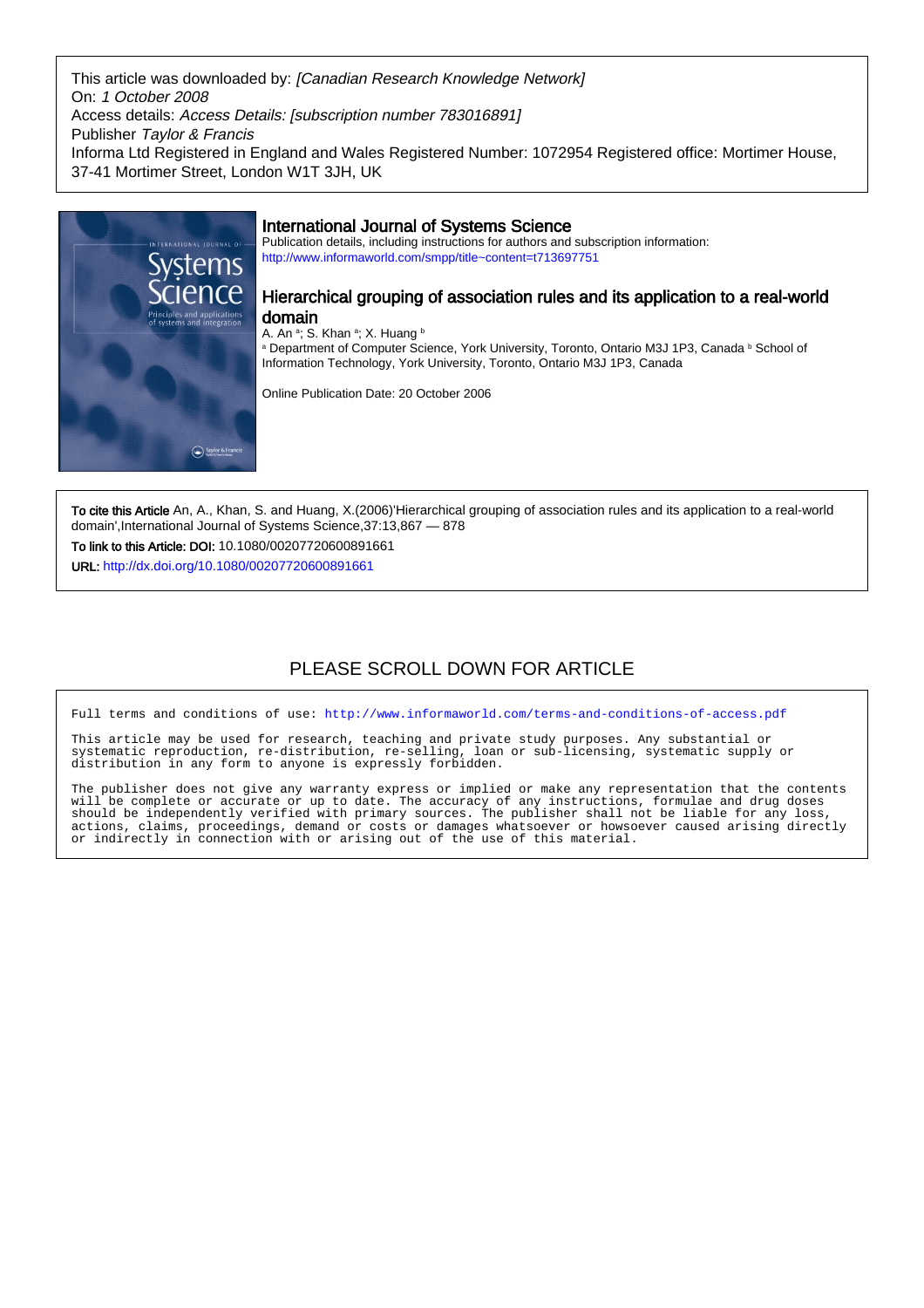This article was downloaded by: *[Canadian Research Knowledge Network]*
On: *1 October 2008*
Access details: *Access Details: [subscription number 783016891]*
Publisher *Taylor & Francis*
Informa Ltd Registered in England and Wales Registered Number: 1072954 Registered office: Mortimer House, 37-41 Mortimer Street, London W1T 3JH, UK

## International Journal of Systems Science

Publication details, including instructions for authors and subscription information:
http://www.informaworld.com/smpp/title~content=t713697751

## Hierarchical grouping of association rules and its application to a real-world domain

A. An [a]; S. Khan [a]; X. Huang [b]

[a] Department of Computer Science, York University, Toronto, Ontario M3J 1P3, Canada [b] School of Information Technology, York University, Toronto, Ontario M3J 1P3, Canada

Online Publication Date: 20 October 2006

**To cite this Article** An, A., Khan, S. and Huang, X.(2006)'Hierarchical grouping of association rules and its application to a real-world domain',International Journal of Systems Science,37:13,867 — 878

**To link to this Article: DOI:** 10.1080/00207720600891661

**URL:** http://dx.doi.org/10.1080/00207720600891661

PLEASE SCROLL DOWN FOR ARTICLE

Full terms and conditions of use: http://www.informaworld.com/terms-and-conditions-of-access.pdf

This article may be used for research, teaching and private study purposes. Any substantial or systematic reproduction, re-distribution, re-selling, loan or sub-licensing, systematic supply or distribution in any form to anyone is expressly forbidden.

The publisher does not give any warranty express or implied or make any representation that the contents will be complete or accurate or up to date. The accuracy of any instructions, formulae and drug doses should be independently verified with primary sources. The publisher shall not be liable for any loss, actions, claims, proceedings, demand or costs or damages whatsoever or howsoever caused arising directly or indirectly in connection with or arising out of the use of this material.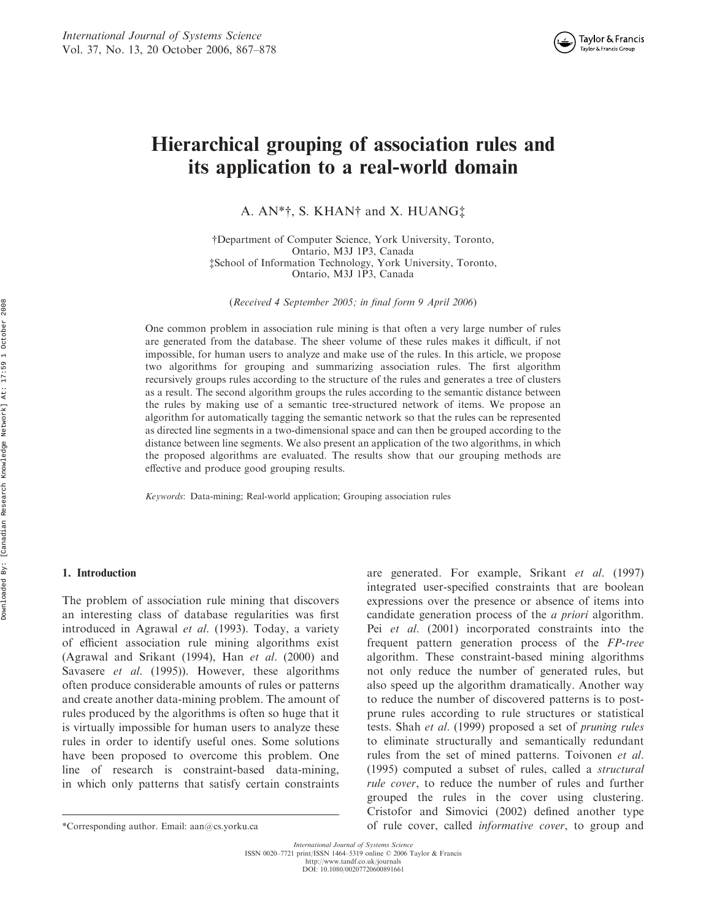# Hierarchical grouping of association rules and its application to a real-world domain

A. AN*†, S. KHAN† and X. HUANG‡

†Department of Computer Science, York University, Toronto, Ontario, M3J 1P3, Canada
‡School of Information Technology, York University, Toronto, Ontario, M3J 1P3, Canada

(*Received 4 September 2005; in final form 9 April 2006*)

One common problem in association rule mining is that often a very large number of rules are generated from the database. The sheer volume of these rules makes it difficult, if not impossible, for human users to analyze and make use of the rules. In this article, we propose two algorithms for grouping and summarizing association rules. The first algorithm recursively groups rules according to the structure of the rules and generates a tree of clusters as a result. The second algorithm groups the rules according to the semantic distance between the rules by making use of a semantic tree-structured network of items. We propose an algorithm for automatically tagging the semantic network so that the rules can be represented as directed line segments in a two-dimensional space and can then be grouped according to the distance between line segments. We also present an application of the two algorithms, in which the proposed algorithms are evaluated. The results show that our grouping methods are effective and produce good grouping results.

*Keywords*: Data-mining; Real-world application; Grouping association rules

## 1. Introduction

The problem of association rule mining that discovers an interesting class of database regularities was first introduced in Agrawal *et al*. (1993). Today, a variety of efficient association rule mining algorithms exist (Agrawal and Srikant (1994), Han *et al*. (2000) and Savasere *et al*. (1995)). However, these algorithms often produce considerable amounts of rules or patterns and create another data-mining problem. The amount of rules produced by the algorithms is often so huge that it is virtually impossible for human users to analyze these rules in order to identify useful ones. Some solutions have been proposed to overcome this problem. One line of research is constraint-based data-mining, in which only patterns that satisfy certain constraints are generated. For example, Srikant *et al*. (1997) integrated user-specified constraints that are boolean expressions over the presence or absence of items into candidate generation process of the *a priori* algorithm. Pei *et al*. (2001) incorporated constraints into the frequent pattern generation process of the *FP-tree* algorithm. These constraint-based mining algorithms not only reduce the number of generated rules, but also speed up the algorithm dramatically. Another way to reduce the number of discovered patterns is to post-prune rules according to rule structures or statistical tests. Shah *et al*. (1999) proposed a set of *pruning rules* to eliminate structurally and semantically redundant rules from the set of mined patterns. Toivonen *et al*. (1995) computed a subset of rules, called a *structural rule cover*, to reduce the number of rules and further grouped the rules in the cover using clustering. Cristofor and Simovici (2002) defined another type of rule cover, called *informative cover*, to group and

*Corresponding author. Email: aan@cs.yorku.ca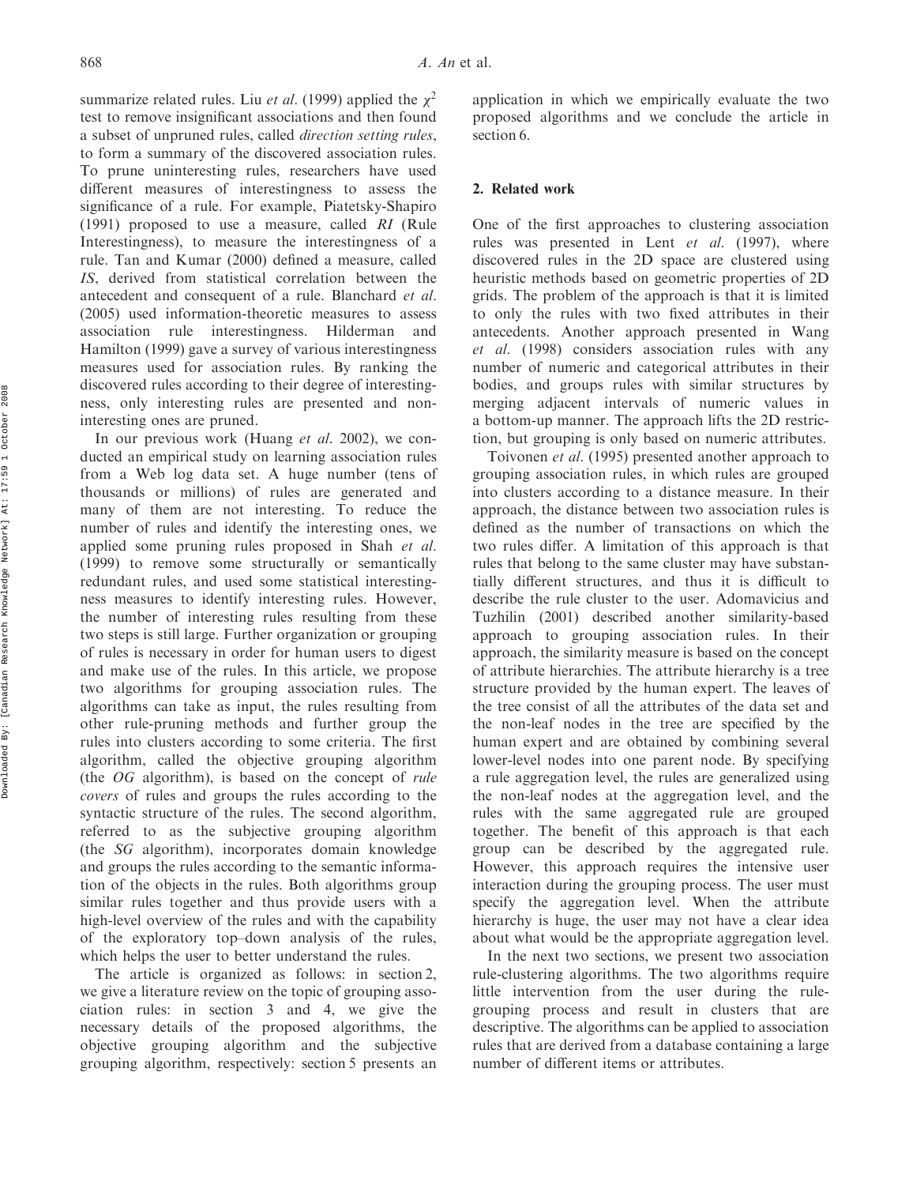summarize related rules. Liu *et al*. (1999) applied the $\chi^2$ test to remove insignificant associations and then found a subset of unpruned rules, called *direction setting rules*, to form a summary of the discovered association rules. To prune uninteresting rules, researchers have used different measures of interestingness to assess the significance of a rule. For example, Piatetsky-Shapiro (1991) proposed to use a measure, called *RI* (Rule Interestingness), to measure the interestingness of a rule. Tan and Kumar (2000) defined a measure, called *IS*, derived from statistical correlation between the antecedent and consequent of a rule. Blanchard *et al*. (2005) used information-theoretic measures to assess association rule interestingness. Hilderman and Hamilton (1999) gave a survey of various interestingness measures used for association rules. By ranking the discovered rules according to their degree of interestingness, only interesting rules are presented and non-interesting ones are pruned.

In our previous work (Huang *et al*. 2002), we conducted an empirical study on learning association rules from a Web log data set. A huge number (tens of thousands or millions) of rules are generated and many of them are not interesting. To reduce the number of rules and identify the interesting ones, we applied some pruning rules proposed in Shah *et al*. (1999) to remove some structurally or semantically redundant rules, and used some statistical interestingness measures to identify interesting rules. However, the number of interesting rules resulting from these two steps is still large. Further organization or grouping of rules is necessary in order for human users to digest and make use of the rules. In this article, we propose two algorithms for grouping association rules. The algorithms can take as input, the rules resulting from other rule-pruning methods and further group the rules into clusters according to some criteria. The first algorithm, called the objective grouping algorithm (the *OG* algorithm), is based on the concept of *rule covers* of rules and groups the rules according to the syntactic structure of the rules. The second algorithm, referred to as the subjective grouping algorithm (the *SG* algorithm), incorporates domain knowledge and groups the rules according to the semantic information of the objects in the rules. Both algorithms group similar rules together and thus provide users with a high-level overview of the rules and with the capability of the exploratory top–down analysis of the rules, which helps the user to better understand the rules.

The article is organized as follows: in section 2, we give a literature review on the topic of grouping association rules: in section 3 and 4, we give the necessary details of the proposed algorithms, the objective grouping algorithm and the subjective grouping algorithm, respectively: section 5 presents an application in which we empirically evaluate the two proposed algorithms and we conclude the article in section 6.

## 2. Related work

One of the first approaches to clustering association rules was presented in Lent *et al*. (1997), where discovered rules in the 2D space are clustered using heuristic methods based on geometric properties of 2D grids. The problem of the approach is that it is limited to only the rules with two fixed attributes in their antecedents. Another approach presented in Wang *et al*. (1998) considers association rules with any number of numeric and categorical attributes in their bodies, and groups rules with similar structures by merging adjacent intervals of numeric values in a bottom-up manner. The approach lifts the 2D restriction, but grouping is only based on numeric attributes.

Toivonen *et al*. (1995) presented another approach to grouping association rules, in which rules are grouped into clusters according to a distance measure. In their approach, the distance between two association rules is defined as the number of transactions on which the two rules differ. A limitation of this approach is that rules that belong to the same cluster may have substantially different structures, and thus it is difficult to describe the rule cluster to the user. Adomavicius and Tuzhilin (2001) described another similarity-based approach to grouping association rules. In their approach, the similarity measure is based on the concept of attribute hierarchies. The attribute hierarchy is a tree structure provided by the human expert. The leaves of the tree consist of all the attributes of the data set and the non-leaf nodes in the tree are specified by the human expert and are obtained by combining several lower-level nodes into one parent node. By specifying a rule aggregation level, the rules are generalized using the non-leaf nodes at the aggregation level, and the rules with the same aggregated rule are grouped together. The benefit of this approach is that each group can be described by the aggregated rule. However, this approach requires the intensive user interaction during the grouping process. The user must specify the aggregation level. When the attribute hierarchy is huge, the user may not have a clear idea about what would be the appropriate aggregation level.

In the next two sections, we present two association rule-clustering algorithms. The two algorithms require little intervention from the user during the rule-grouping process and result in clusters that are descriptive. The algorithms can be applied to association rules that are derived from a database containing a large number of different items or attributes.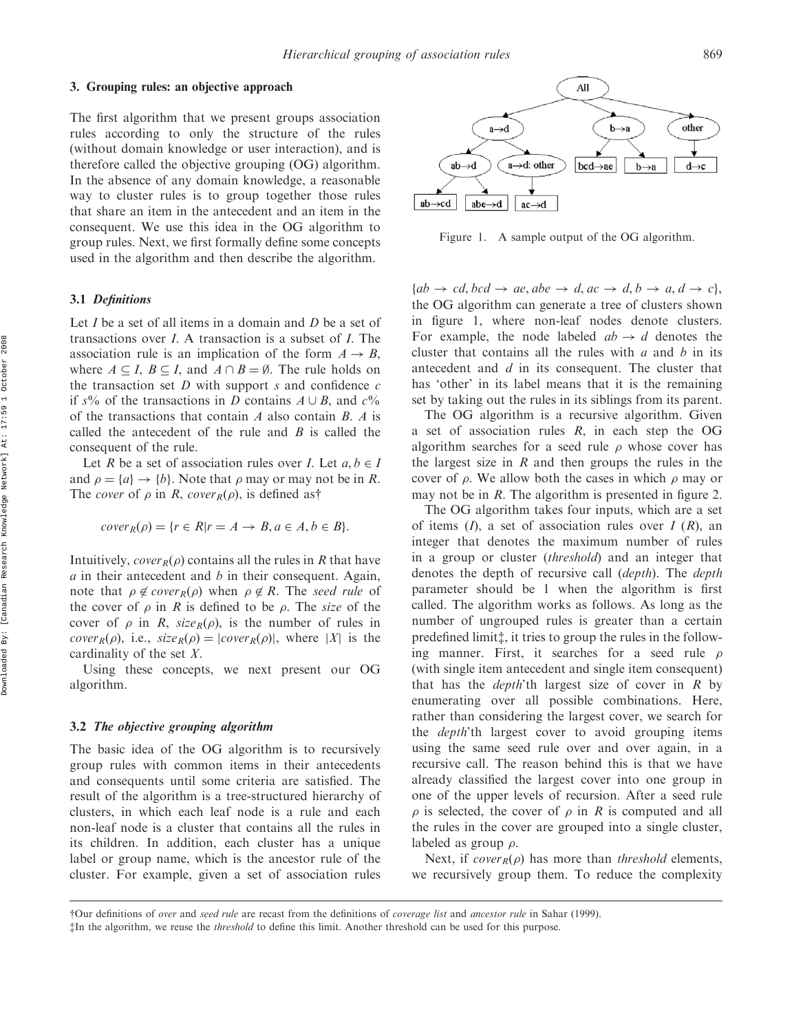## 3. Grouping rules: an objective approach

The first algorithm that we present groups association rules according to only the structure of the rules (without domain knowledge or user interaction), and is therefore called the objective grouping (OG) algorithm. In the absence of any domain knowledge, a reasonable way to cluster rules is to group together those rules that share an item in the antecedent and an item in the consequent. We use this idea in the OG algorithm to group rules. Next, we first formally define some concepts used in the algorithm and then describe the algorithm.

### 3.1 *Definitions*

Let $I$ be a set of all items in a domain and $D$ be a set of transactions over $I$. A transaction is a subset of $I$. The association rule is an implication of the form $A \rightarrow B$, where $A \subseteq I$, $B \subseteq I$, and $A \cap B = \emptyset$. The rule holds on the transaction set $D$ with support $s$ and confidence $c$ if $s$% of the transactions in $D$ contains $A \cup B$, and $c$% of the transactions that contain $A$ also contain $B$. $A$ is called the antecedent of the rule and $B$ is called the consequent of the rule.

Let $R$ be a set of association rules over $I$. Let $a, b \in I$ and $\rho = \{a\} \rightarrow \{b\}$. Note that $\rho$ may or may not be in $R$. The *cover* of $\rho$ in $R$, $cover_R(\rho)$, is defined as†

$$cover_R(\rho) = \{r \in R | r = A \rightarrow B, a \in A, b \in B\}.$$

Intuitively, $cover_R(\rho)$ contains all the rules in $R$ that have $a$ in their antecedent and $b$ in their consequent. Again, note that $\rho \notin cover_R(\rho)$ when $\rho \notin R$. The *seed rule* of the cover of $\rho$ in $R$ is defined to be $\rho$. The *size* of the cover of $\rho$ in $R$, $size_R(\rho)$, is the number of rules in $cover_R(\rho)$, i.e., $size_R(\rho) = |cover_R(\rho)|$, where $|X|$ is the cardinality of the set $X$.

Using these concepts, we next present our OG algorithm.

### 3.2 *The objective grouping algorithm*

The basic idea of the OG algorithm is to recursively group rules with common items in their antecedents and consequents until some criteria are satisfied. The result of the algorithm is a tree-structured hierarchy of clusters, in which each leaf node is a rule and each non-leaf node is a cluster that contains all the rules in its children. In addition, each cluster has a unique label or group name, which is the ancestor rule of the cluster. For example, given a set of association rules $\{ab \rightarrow cd, bcd \rightarrow ae, abe \rightarrow d, ac \rightarrow d, b \rightarrow a, d \rightarrow c\}$, the OG algorithm can generate a tree of clusters shown in figure 1, where non-leaf nodes denote clusters. For example, the node labeled $ab \rightarrow d$ denotes the cluster that contains all the rules with $a$ and $b$ in its antecedent and $d$ in its consequent. The cluster that has 'other' in its label means that it is the remaining set by taking out the rules in its siblings from its parent.

Figure 1. A sample output of the OG algorithm.

The OG algorithm is a recursive algorithm. Given a set of association rules $R$, in each step the OG algorithm searches for a seed rule $\rho$ whose cover has the largest size in $R$ and then groups the rules in the cover of $\rho$. We allow both the cases in which $\rho$ may or may not be in $R$. The algorithm is presented in figure 2.

The OG algorithm takes four inputs, which are a set of items ($I$), a set of association rules over $I$ ($R$), an integer that denotes the maximum number of rules in a group or cluster (*threshold*) and an integer that denotes the depth of recursive call (*depth*). The *depth* parameter should be 1 when the algorithm is first called. The algorithm works as follows. As long as the number of ungrouped rules is greater than a certain predefined limit‡, it tries to group the rules in the following manner. First, it searches for a seed rule $\rho$ (with single item antecedent and single item consequent) that has the *depth*'th largest size of cover in $R$ by enumerating over all possible combinations. Here, rather than considering the largest cover, we search for the *depth*'th largest cover to avoid grouping items using the same seed rule over and over again, in a recursive call. The reason behind this is that we have already classified the largest cover into one group in one of the upper levels of recursion. After a seed rule $\rho$ is selected, the cover of $\rho$ in $R$ is computed and all the rules in the cover are grouped into a single cluster, labeled as group $\rho$.

Next, if $cover_R(\rho)$ has more than *threshold* elements, we recursively group them. To reduce the complexity

†Our definitions of *over* and *seed rule* are recast from the definitions of *coverage list* and *ancestor rule* in Sahar (1999).

‡In the algorithm, we reuse the *threshold* to define this limit. Another threshold can be used for this purpose.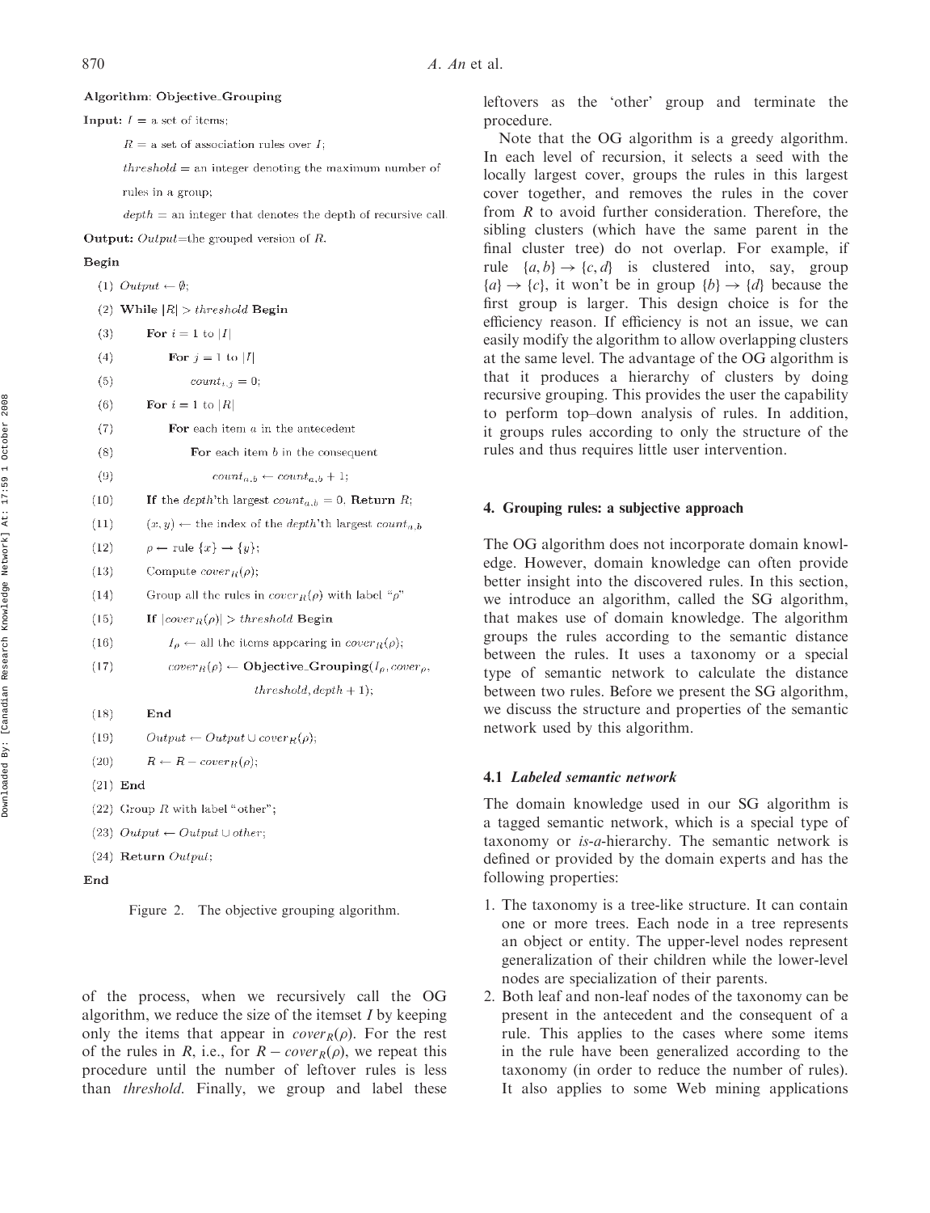```
Algorithm: Objective_Grouping
Input: I = a set of items;
       R = a set of association rules over I;
       threshold = an integer denoting the maximum number of
       rules in a group;
       depth = an integer that denotes the depth of recursive call.
Output: Output=the grouped version of R.
Begin
  (1)  Output ← ∅;
  (2)  While |R| > threshold Begin
  (3)      For i = 1 to |I|
  (4)          For j = 1 to |I|
  (5)              count_{i,j} = 0;
  (6)      For i = 1 to |R|
  (7)          For each item a in the antecedent
  (8)              For each item b in the consequent
  (9)                  count_{a,b} ← count_{a,b} + 1;
  (10)     If the depth'th largest count_{a,b} = 0, Return R;
  (11)     (x, y) ← the index of the depth'th largest count_{a,b}
  (12)     ρ ← rule {x} → {y};
  (13)     Compute cover_R(ρ);
  (14)     Group all the rules in cover_R(ρ) with label "ρ"
  (15)     If |cover_R(ρ)| > threshold Begin
  (16)         I_ρ ← all the items appearing in cover_R(ρ);
  (17)         cover_R(ρ) ← Objective_Grouping(I_ρ, cover_ρ,
                                threshold, depth + 1);
  (18)     End
  (19)     Output ← Output ∪ cover_R(ρ);
  (20)     R ← R − cover_R(ρ);
  (21) End
  (22) Group R with label "other";
  (23) Output ← Output ∪ other;
  (24) Return Output;
End
```

Figure 2. The objective grouping algorithm.

of the process, when we recursively call the OG algorithm, we reduce the size of the itemset $I$ by keeping only the items that appear in $cover_R(\rho)$. For the rest of the rules in $R$, i.e., for $R - cover_R(\rho)$, we repeat this procedure until the number of leftover rules is less than *threshold*. Finally, we group and label these leftovers as the 'other' group and terminate the procedure.

Note that the OG algorithm is a greedy algorithm. In each level of recursion, it selects a seed with the locally largest cover, groups the rules in this largest cover together, and removes the rules in the cover from $R$ to avoid further consideration. Therefore, the sibling clusters (which have the same parent in the final cluster tree) do not overlap. For example, if rule $\{a, b\} \rightarrow \{c, d\}$ is clustered into, say, group $\{a\} \rightarrow \{c\}$, it won't be in group $\{b\} \rightarrow \{d\}$ because the first group is larger. This design choice is for the efficiency reason. If efficiency is not an issue, we can easily modify the algorithm to allow overlapping clusters at the same level. The advantage of the OG algorithm is that it produces a hierarchy of clusters by doing recursive grouping. This provides the user the capability to perform top–down analysis of rules. In addition, it groups rules according to only the structure of the rules and thus requires little user intervention.

## 4. Grouping rules: a subjective approach

The OG algorithm does not incorporate domain knowledge. However, domain knowledge can often provide better insight into the discovered rules. In this section, we introduce an algorithm, called the SG algorithm, that makes use of domain knowledge. The algorithm groups the rules according to the semantic distance between the rules. It uses a taxonomy or a special type of semantic network to calculate the distance between two rules. Before we present the SG algorithm, we discuss the structure and properties of the semantic network used by this algorithm.

### 4.1 *Labeled semantic network*

The domain knowledge used in our SG algorithm is a tagged semantic network, which is a special type of taxonomy or *is-a*-hierarchy. The semantic network is defined or provided by the domain experts and has the following properties:

1. The taxonomy is a tree-like structure. It can contain one or more trees. Each node in a tree represents an object or entity. The upper-level nodes represent generalization of their children while the lower-level nodes are specialization of their parents.
2. Both leaf and non-leaf nodes of the taxonomy can be present in the antecedent and the consequent of a rule. This applies to the cases where some items in the rule have been generalized according to the taxonomy (in order to reduce the number of rules). It also applies to some Web mining applications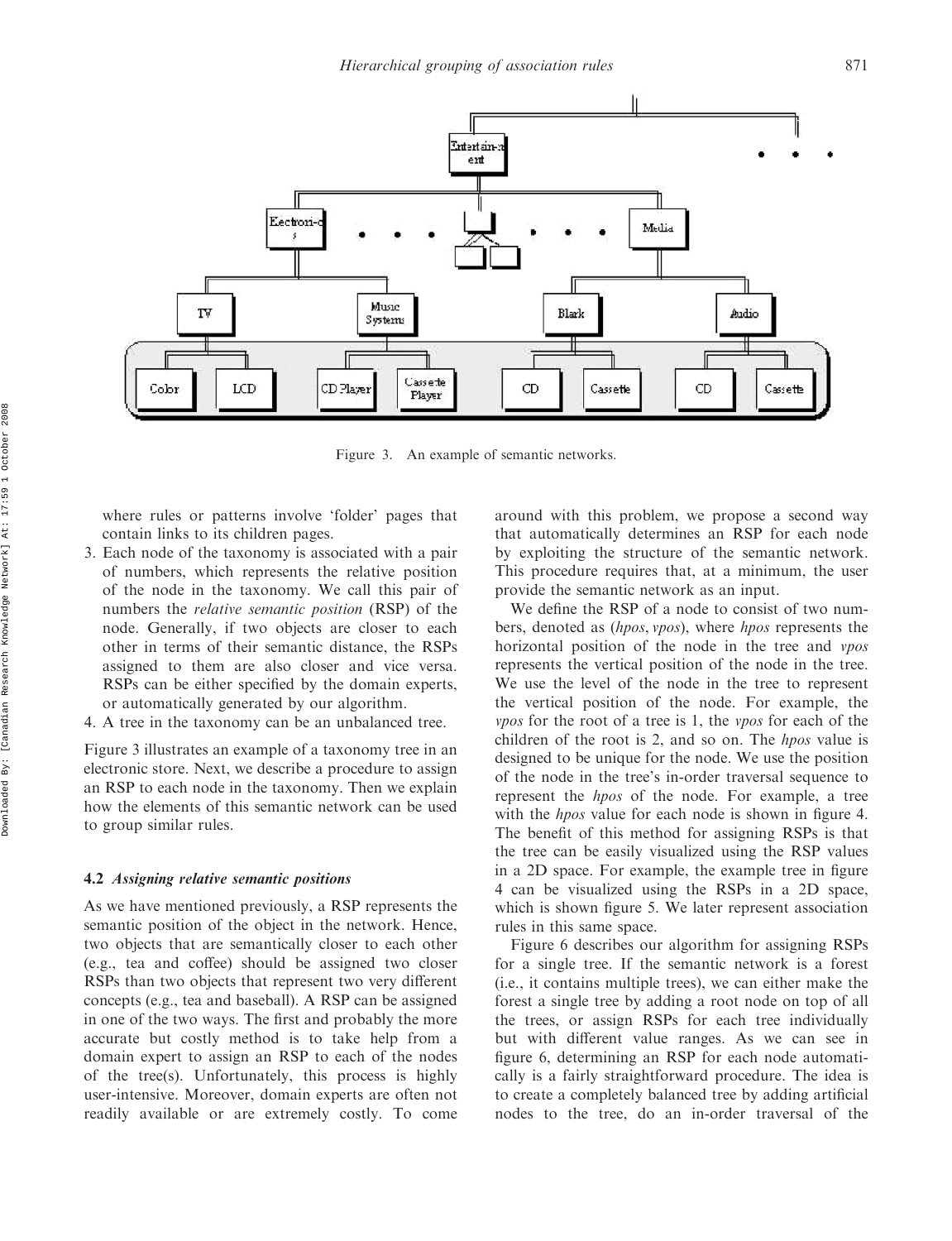Figure 3. An example of semantic networks.

where rules or patterns involve 'folder' pages that contain links to its children pages.

3. Each node of the taxonomy is associated with a pair of numbers, which represents the relative position of the node in the taxonomy. We call this pair of numbers the *relative semantic position* (RSP) of the node. Generally, if two objects are closer to each other in terms of their semantic distance, the RSPs assigned to them are also closer and vice versa. RSPs can be either specified by the domain experts, or automatically generated by our algorithm.
4. A tree in the taxonomy can be an unbalanced tree.

Figure 3 illustrates an example of a taxonomy tree in an electronic store. Next, we describe a procedure to assign an RSP to each node in the taxonomy. Then we explain how the elements of this semantic network can be used to group similar rules.

### 4.2 *Assigning relative semantic positions*

As we have mentioned previously, a RSP represents the semantic position of the object in the network. Hence, two objects that are semantically closer to each other (e.g., tea and coffee) should be assigned two closer RSPs than two objects that represent two very different concepts (e.g., tea and baseball). A RSP can be assigned in one of the two ways. The first and probably the more accurate but costly method is to take help from a domain expert to assign an RSP to each of the nodes of the tree(s). Unfortunately, this process is highly user-intensive. Moreover, domain experts are often not readily available or are extremely costly. To come around with this problem, we propose a second way that automatically determines an RSP for each node by exploiting the structure of the semantic network. This procedure requires that, at a minimum, the user provide the semantic network as an input.

We define the RSP of a node to consist of two numbers, denoted as (*hpos*, *vpos*), where *hpos* represents the horizontal position of the node in the tree and *vpos* represents the vertical position of the node in the tree. We use the level of the node in the tree to represent the vertical position of the node. For example, the *vpos* for the root of a tree is 1, the *vpos* for each of the children of the root is 2, and so on. The *hpos* value is designed to be unique for the node. We use the position of the node in the tree's in-order traversal sequence to represent the *hpos* of the node. For example, a tree with the *hpos* value for each node is shown in figure 4. The benefit of this method for assigning RSPs is that the tree can be easily visualized using the RSP values in a 2D space. For example, the example tree in figure 4 can be visualized using the RSPs in a 2D space, which is shown figure 5. We later represent association rules in this same space.

Figure 6 describes our algorithm for assigning RSPs for a single tree. If the semantic network is a forest (i.e., it contains multiple trees), we can either make the forest a single tree by adding a root node on top of all the trees, or assign RSPs for each tree individually but with different value ranges. As we can see in figure 6, determining an RSP for each node automatically is a fairly straightforward procedure. The idea is to create a completely balanced tree by adding artificial nodes to the tree, do an in-order traversal of the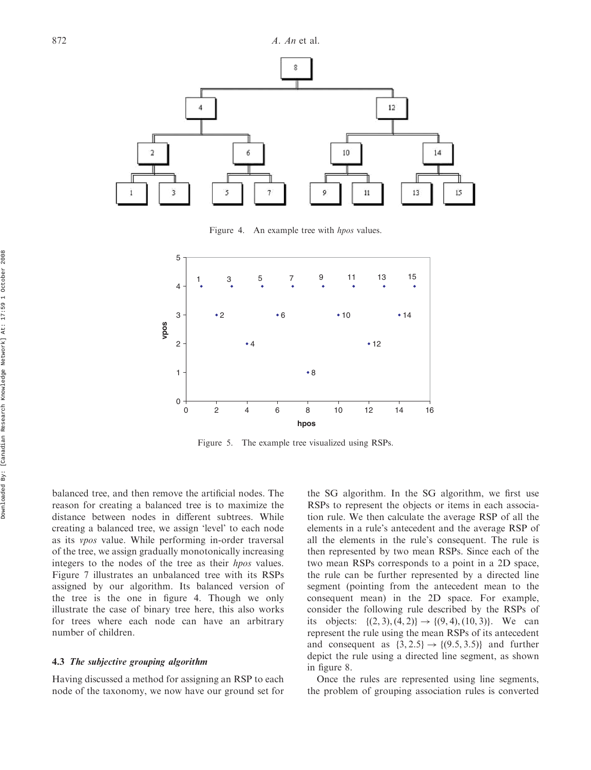Figure 4. An example tree with *hpos* values.

Figure 5. The example tree visualized using RSPs.

balanced tree, and then remove the artificial nodes. The reason for creating a balanced tree is to maximize the distance between nodes in different subtrees. While creating a balanced tree, we assign 'level' to each node as its *vpos* value. While performing in-order traversal of the tree, we assign gradually monotonically increasing integers to the nodes of the tree as their *hpos* values. Figure 7 illustrates an unbalanced tree with its RSPs assigned by our algorithm. Its balanced version of the tree is the one in figure 4. Though we only illustrate the case of binary tree here, this also works for trees where each node can have an arbitrary number of children.

### 4.3 *The subjective grouping algorithm*

Having discussed a method for assigning an RSP to each node of the taxonomy, we now have our ground set for the SG algorithm. In the SG algorithm, we first use RSPs to represent the objects or items in each association rule. We then calculate the average RSP of all the elements in a rule's antecedent and the average RSP of all the elements in the rule's consequent. The rule is then represented by two mean RSPs. Since each of the two mean RSPs corresponds to a point in a 2D space, the rule can be further represented by a directed line segment (pointing from the antecedent mean to the consequent mean) in the 2D space. For example, consider the following rule described by the RSPs of its objects: $\{(2, 3), (4, 2)\} \rightarrow \{(9, 4), (10, 3)\}$. We can represent the rule using the mean RSPs of its antecedent and consequent as $\{3, 2.5\} \rightarrow \{(9.5, 3.5)\}$ and further depict the rule using a directed line segment, as shown in figure 8.

Once the rules are represented using line segments, the problem of grouping association rules is converted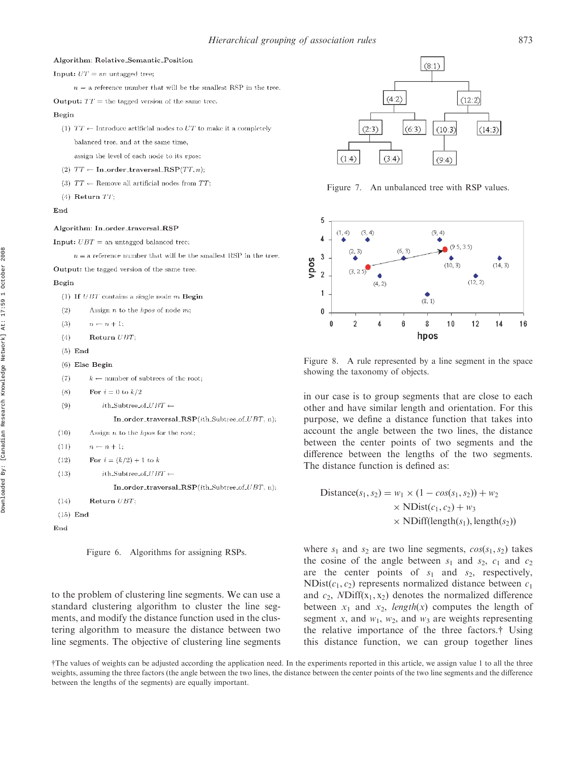```
Algorithm: Relative_Semantic_Position
Input: UT = an untagged tree;
       n = a reference number that will be the smallest RSP in the tree.
Output: TT = the tagged version of the same tree.
Begin
  (1) TT ← Introduce artificial nodes to UT to make it a completely
      balanced tree, and at the same time,
      assign the level of each node to its vpos;
  (2) TT ← In_order_traversal_RSP(TT, n);
  (3) TT ← Remove all artificial nodes from TT;
  (4) Return TT;
End

Algorithm: In_order_traversal_RSP
Input: UBT = an untagged balanced tree;
       n = a reference number that will be the smallest RSP in the tree.
Output: the tagged version of the same tree.
Begin
  (1)  If UBT contains a single node m Begin
  (2)      Assign n to the hpos of node m;
  (3)      n ← n + 1;
  (4)      Return UBT;
  (5)  End
  (6)  Else Begin
  (7)      k ← number of subtrees of the root;
  (8)      For i = 0 to k/2
  (9)          ith_Subtree_of_UBT ←
                   In_order_traversal_RSP(ith_Subtree_of_UBT, n);
  (10)     Assign n to the hpos for the root;
  (11)     n ← n + 1;
  (12)     For i = (k/2) + 1 to k
  (13)         ith_Subtree_of_UBT ←
                   In_order_traversal_RSP(ith_Subtree_of_UBT, n);
  (14)     Return UBT;
  (15) End
End
```

Figure 6. Algorithms for assigning RSPs.

Figure 7. An unbalanced tree with RSP values.

Figure 8. A rule represented by a line segment in the space showing the taxonomy of objects.

to the problem of clustering line segments. We can use a standard clustering algorithm to cluster the line segments, and modify the distance function used in the clustering algorithm to measure the distance between two line segments. The objective of clustering line segments in our case is to group segments that are close to each other and have similar length and orientation. For this purpose, we define a distance function that takes into account the angle between the two lines, the distance between the center points of two segments and the difference between the lengths of the two segments. The distance function is defined as:

$$\begin{aligned}\text{Distance}(s_1, s_2) = {} & w_1 \times (1 - cos(s_1, s_2)) + w_2 \\ & \times \text{NDist}(c_1, c_2) + w_3 \\ & \times \text{NDiff}(\text{length}(s_1), \text{length}(s_2))\end{aligned}$$

where $s_1$ and $s_2$ are two line segments, $cos(s_1, s_2)$ takes the cosine of the angle between $s_1$ and $s_2$, $c_1$ and $c_2$ are the center points of $s_1$ and $s_2$, respectively, $\text{NDist}(c_1, c_2)$ represents normalized distance between $c_1$ and $c_2$, $N\text{Diff}(x_1, x_2)$ denotes the normalized difference between $x_1$ and $x_2$, $length(x)$ computes the length of segment $x$, and $w_1$, $w_2$, and $w_3$ are weights representing the relative importance of the three factors.† Using this distance function, we can group together lines

†The values of weights can be adjusted according the application need. In the experiments reported in this article, we assign value 1 to all the three weights, assuming the three factors (the angle between the two lines, the distance between the center points of the two line segments and the difference between the lengths of the segments) are equally important.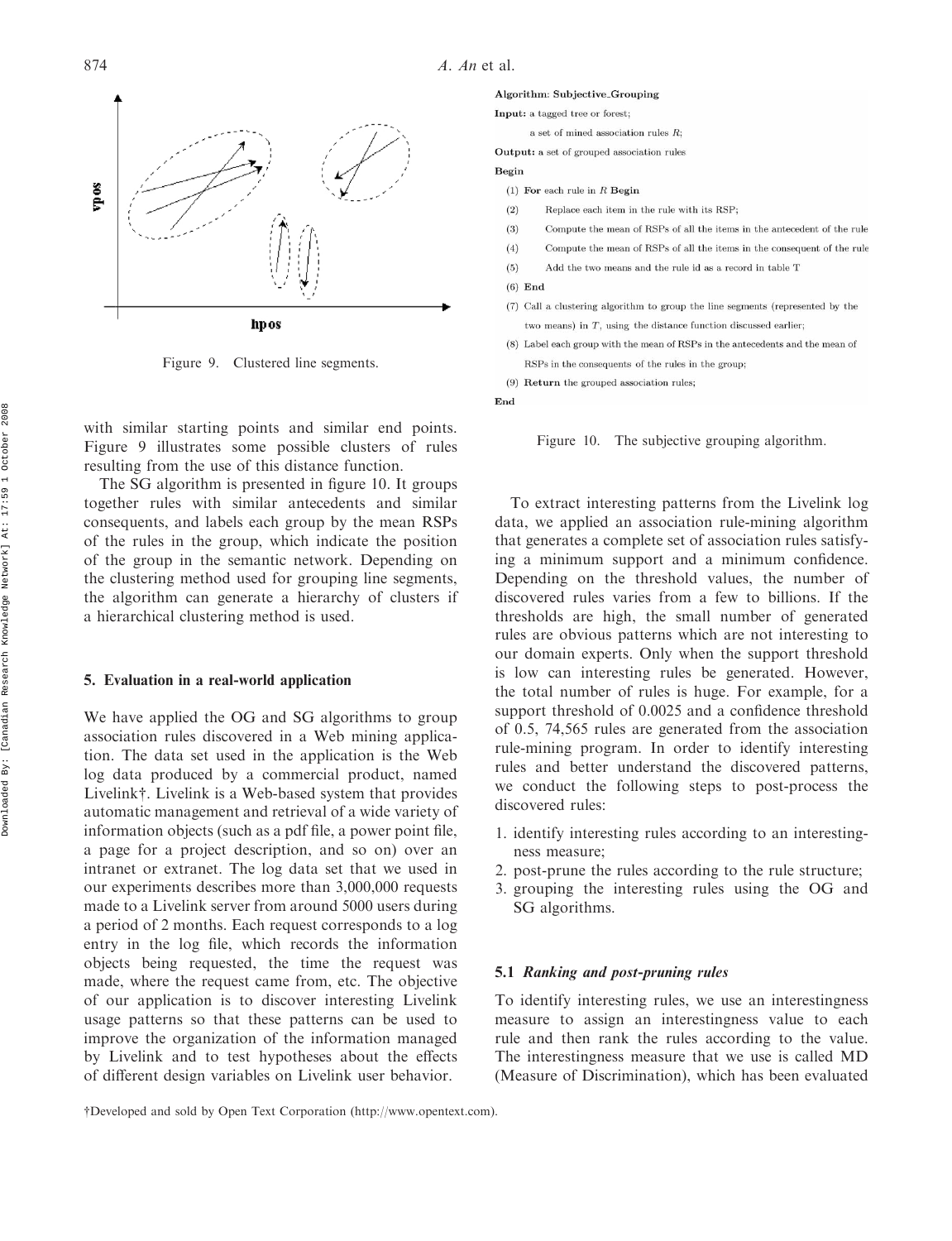Figure 9. Clustered line segments.

with similar starting points and similar end points. Figure 9 illustrates some possible clusters of rules resulting from the use of this distance function.

The SG algorithm is presented in figure 10. It groups together rules with similar antecedents and similar consequents, and labels each group by the mean RSPs of the rules in the group, which indicate the position of the group in the semantic network. Depending on the clustering method used for grouping line segments, the algorithm can generate a hierarchy of clusters if a hierarchical clustering method is used.

```
Algorithm: Subjective_Grouping
Input: a tagged tree or forest;
       a set of mined association rules R;
Output: a set of grouped association rules
Begin
  (1) For each rule in R Begin
  (2)     Replace each item in the rule with its RSP;
  (3)     Compute the mean of RSPs of all the items in the antecedent of the rule
  (4)     Compute the mean of RSPs of all the items in the consequent of the rule
  (5)     Add the two means and the rule id as a record in table T
  (6) End
  (7) Call a clustering algorithm to group the line segments (represented by the
      two means) in T, using the distance function discussed earlier;
  (8) Label each group with the mean of RSPs in the antecedents and the mean of
      RSPs in the consequents of the rules in the group;
  (9) Return the grouped association rules;
End
```

Figure 10. The subjective grouping algorithm.

## 5. Evaluation in a real-world application

We have applied the OG and SG algorithms to group association rules discovered in a Web mining application. The data set used in the application is the Web log data produced by a commercial product, named Livelink†. Livelink is a Web-based system that provides automatic management and retrieval of a wide variety of information objects (such as a pdf file, a power point file, a page for a project description, and so on) over an intranet or extranet. The log data set that we used in our experiments describes more than 3,000,000 requests made to a Livelink server from around 5000 users during a period of 2 months. Each request corresponds to a log entry in the log file, which records the information objects being requested, the time the request was made, where the request came from, etc. The objective of our application is to discover interesting Livelink usage patterns so that these patterns can be used to improve the organization of the information managed by Livelink and to test hypotheses about the effects of different design variables on Livelink user behavior.

To extract interesting patterns from the Livelink log data, we applied an association rule-mining algorithm that generates a complete set of association rules satisfying a minimum support and a minimum confidence. Depending on the threshold values, the number of discovered rules varies from a few to billions. If the thresholds are high, the small number of generated rules are obvious patterns which are not interesting to our domain experts. Only when the support threshold is low can interesting rules be generated. However, the total number of rules is huge. For example, for a support threshold of 0.0025 and a confidence threshold of 0.5, 74,565 rules are generated from the association rule-mining program. In order to identify interesting rules and better understand the discovered patterns, we conduct the following steps to post-process the discovered rules:

1. identify interesting rules according to an interestingness measure;
2. post-prune the rules according to the rule structure;
3. grouping the interesting rules using the OG and SG algorithms.

### 5.1 *Ranking and post-pruning rules*

To identify interesting rules, we use an interestingness measure to assign an interestingness value to each rule and then rank the rules according to the value. The interestingness measure that we use is called MD (Measure of Discrimination), which has been evaluated

†Developed and sold by Open Text Corporation (http://www.opentext.com).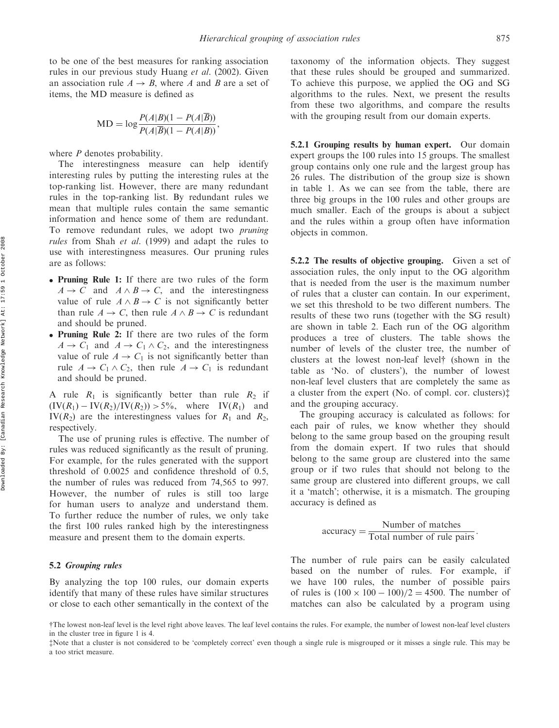to be one of the best measures for ranking association rules in our previous study Huang *et al*. (2002). Given an association rule $A \rightarrow B$, where $A$ and $B$ are a set of items, the MD measure is defined as

$$\text{MD} = \log \frac{P(A|B)(1 - P(A|\overline{B}))}{P(A|\overline{B})(1 - P(A|B))},$$

where $P$ denotes probability.

The interestingness measure can help identify interesting rules by putting the interesting rules at the top-ranking list. However, there are many redundant rules in the top-ranking list. By redundant rules we mean that multiple rules contain the same semantic information and hence some of them are redundant. To remove redundant rules, we adopt two *pruning rules* from Shah *et al*. (1999) and adapt the rules to use with interestingness measures. Our pruning rules are as follows:

- **Pruning Rule 1:** If there are two rules of the form $A \rightarrow C$ and $A \wedge B \rightarrow C$, and the interestingness value of rule $A \wedge B \rightarrow C$ is not significantly better than rule $A \rightarrow C$, then rule $A \wedge B \rightarrow C$ is redundant and should be pruned.
- **Pruning Rule 2:** If there are two rules of the form $A \rightarrow C_1$ and $A \rightarrow C_1 \wedge C_2$, and the interestingness value of rule $A \rightarrow C_1$ is not significantly better than rule $A \rightarrow C_1 \wedge C_2$, then rule $A \rightarrow C_1$ is redundant and should be pruned.

A rule $R_1$ is significantly better than rule $R_2$ if $(\text{IV}(R_1) - \text{IV}(R_2)/\text{IV}(R_2)) > 5\%$, where $\text{IV}(R_1)$ and $\text{IV}(R_2)$ are the interestingness values for $R_1$ and $R_2$, respectively.

The use of pruning rules is effective. The number of rules was reduced significantly as the result of pruning. For example, for the rules generated with the support threshold of 0.0025 and confidence threshold of 0.5, the number of rules was reduced from 74,565 to 997. However, the number of rules is still too large for human users to analyze and understand them. To further reduce the number of rules, we only take the first 100 rules ranked high by the interestingness measure and present them to the domain experts.

### 5.2 *Grouping rules*

By analyzing the top 100 rules, our domain experts identify that many of these rules have similar structures or close to each other semantically in the context of the taxonomy of the information objects. They suggest that these rules should be grouped and summarized. To achieve this purpose, we applied the OG and SG algorithms to the rules. Next, we present the results from these two algorithms, and compare the results with the grouping result from our domain experts.

**5.2.1 Grouping results by human expert.** Our domain expert groups the 100 rules into 15 groups. The smallest group contains only one rule and the largest group has 26 rules. The distribution of the group size is shown in table 1. As we can see from the table, there are three big groups in the 100 rules and other groups are much smaller. Each of the groups is about a subject and the rules within a group often have information objects in common.

**5.2.2 The results of objective grouping.** Given a set of association rules, the only input to the OG algorithm that is needed from the user is the maximum number of rules that a cluster can contain. In our experiment, we set this threshold to be two different numbers. The results of these two runs (together with the SG result) are shown in table 2. Each run of the OG algorithm produces a tree of clusters. The table shows the number of levels of the cluster tree, the number of clusters at the lowest non-leaf level† (shown in the table as 'No. of clusters'), the number of lowest non-leaf level clusters that are completely the same as a cluster from the expert (No. of compl. cor. clusters)‡ and the grouping accuracy.

The grouping accuracy is calculated as follows: for each pair of rules, we know whether they should belong to the same group based on the grouping result from the domain expert. If two rules that should belong to the same group are clustered into the same group or if two rules that should not belong to the same group are clustered into different groups, we call it a 'match'; otherwise, it is a mismatch. The grouping accuracy is defined as

$$\text{accuracy} = \frac{\text{Number of matches}}{\text{Total number of rule pairs}}.$$

The number of rule pairs can be easily calculated based on the number of rules. For example, if we have 100 rules, the number of possible pairs of rules is $(100 \times 100 - 100)/2 = 4500$. The number of matches can also be calculated by a program using

†The lowest non-leaf level is the level right above leaves. The leaf level contains the rules. For example, the number of lowest non-leaf level clusters in the cluster tree in figure 1 is 4.

‡Note that a cluster is not considered to be 'completely correct' even though a single rule is misgrouped or it misses a single rule. This may be a too strict measure.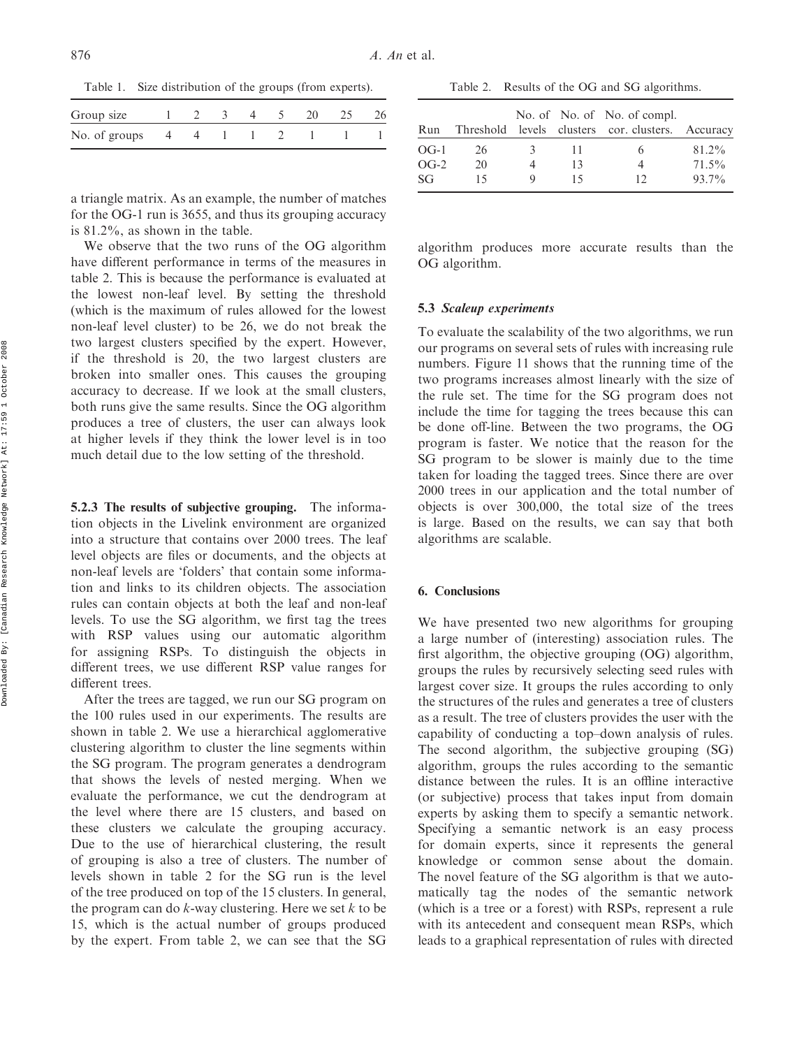Table 1. Size distribution of the groups (from experts).

| Group size | 1 | 2 | 3 | 4 | 5 | 20 | 25 | 26 |
|---|---|---|---|---|---|---|---|---|
| No. of groups | 4 | 4 | 1 | 1 | 2 | 1 | 1 | 1 |

a triangle matrix. As an example, the number of matches for the OG-1 run is 3655, and thus its grouping accuracy is 81.2%, as shown in the table.

We observe that the two runs of the OG algorithm have different performance in terms of the measures in table 2. This is because the performance is evaluated at the lowest non-leaf level. By setting the threshold (which is the maximum of rules allowed for the lowest non-leaf level cluster) to be 26, we do not break the two largest clusters specified by the expert. However, if the threshold is 20, the two largest clusters are broken into smaller ones. This causes the grouping accuracy to decrease. If we look at the small clusters, both runs give the same results. Since the OG algorithm produces a tree of clusters, the user can always look at higher levels if they think the lower level is in too much detail due to the low setting of the threshold.

**5.2.3 The results of subjective grouping.** The information objects in the Livelink environment are organized into a structure that contains over 2000 trees. The leaf level objects are files or documents, and the objects at non-leaf levels are 'folders' that contain some information and links to its children objects. The association rules can contain objects at both the leaf and non-leaf levels. To use the SG algorithm, we first tag the trees with RSP values using our automatic algorithm for assigning RSPs. To distinguish the objects in different trees, we use different RSP value ranges for different trees.

After the trees are tagged, we run our SG program on the 100 rules used in our experiments. The results are shown in table 2. We use a hierarchical agglomerative clustering algorithm to cluster the line segments within the SG program. The program generates a dendrogram that shows the levels of nested merging. When we evaluate the performance, we cut the dendrogram at the level where there are 15 clusters, and based on these clusters we calculate the grouping accuracy. Due to the use of hierarchical clustering, the result of grouping is also a tree of clusters. The number of levels shown in table 2 for the SG run is the level of the tree produced on top of the 15 clusters. In general, the program can do $k$-way clustering. Here we set $k$ to be 15, which is the actual number of groups produced by the expert. From table 2, we can see that the SG algorithm produces more accurate results than the OG algorithm.

Table 2. Results of the OG and SG algorithms.

| Run | Threshold | No. of levels | No. of clusters | No. of compl. cor. clusters. | Accuracy |
|---|---|---|---|---|---|
| OG-1 | 26 | 3 | 11 | 6 | 81.2% |
| OG-2 | 20 | 4 | 13 | 4 | 71.5% |
| SG | 15 | 9 | 15 | 12 | 93.7% |

### 5.3 *Scaleup experiments*

To evaluate the scalability of the two algorithms, we run our programs on several sets of rules with increasing rule numbers. Figure 11 shows that the running time of the two programs increases almost linearly with the size of the rule set. The time for the SG program does not include the time for tagging the trees because this can be done off-line. Between the two programs, the OG program is faster. We notice that the reason for the SG program to be slower is mainly due to the time taken for loading the tagged trees. Since there are over 2000 trees in our application and the total number of objects is over 300,000, the total size of the trees is large. Based on the results, we can say that both algorithms are scalable.

## 6. Conclusions

We have presented two new algorithms for grouping a large number of (interesting) association rules. The first algorithm, the objective grouping (OG) algorithm, groups the rules by recursively selecting seed rules with largest cover size. It groups the rules according to only the structures of the rules and generates a tree of clusters as a result. The tree of clusters provides the user with the capability of conducting a top–down analysis of rules. The second algorithm, the subjective grouping (SG) algorithm, groups the rules according to the semantic distance between the rules. It is an offline interactive (or subjective) process that takes input from domain experts by asking them to specify a semantic network. Specifying a semantic network is an easy process for domain experts, since it represents the general knowledge or common sense about the domain. The novel feature of the SG algorithm is that we automatically tag the nodes of the semantic network (which is a tree or a forest) with RSPs, represent a rule with its antecedent and consequent mean RSPs, which leads to a graphical representation of rules with directed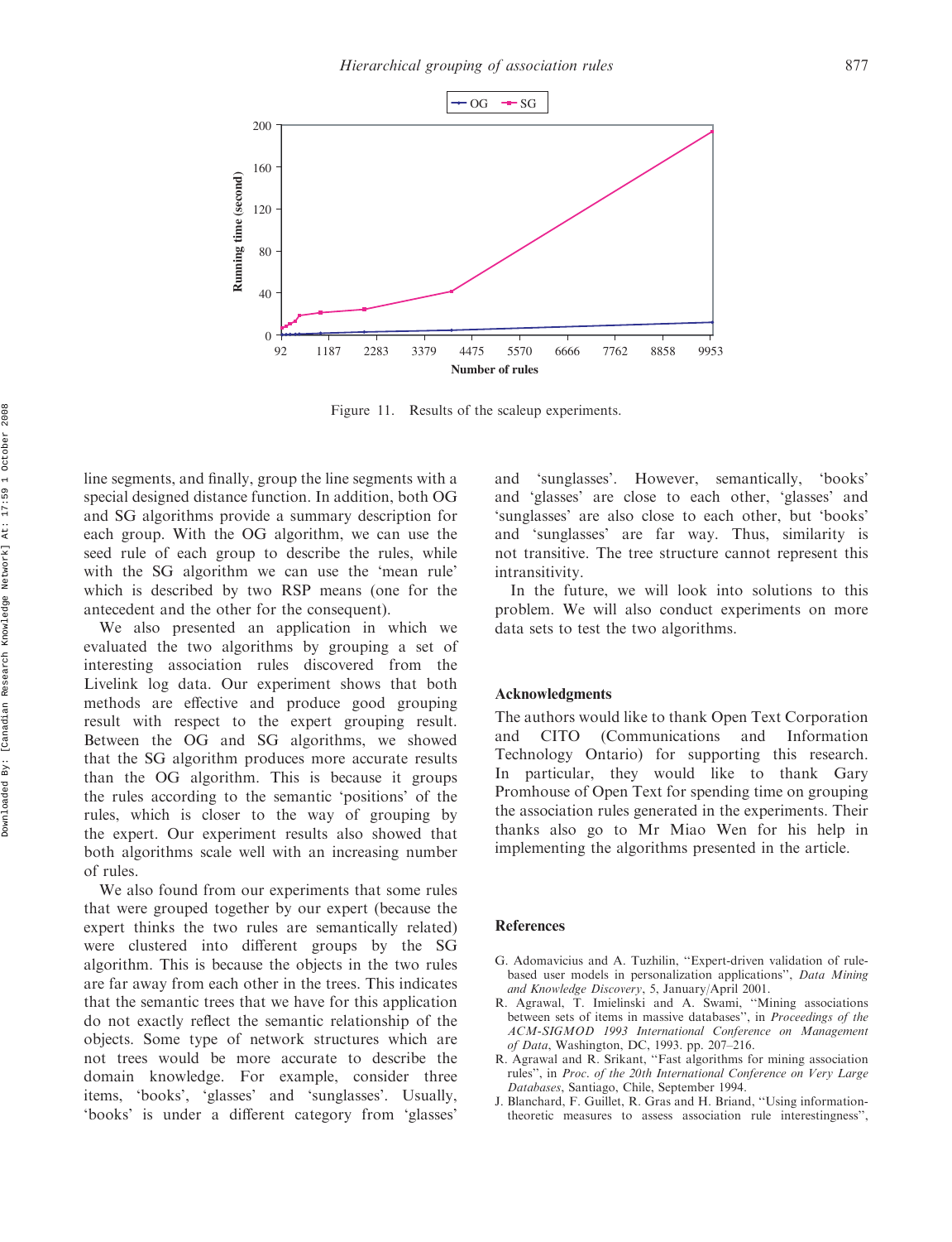Figure 11. Results of the scaleup experiments.

line segments, and finally, group the line segments with a special designed distance function. In addition, both OG and SG algorithms provide a summary description for each group. With the OG algorithm, we can use the seed rule of each group to describe the rules, while with the SG algorithm we can use the 'mean rule' which is described by two RSP means (one for the antecedent and the other for the consequent).

We also presented an application in which we evaluated the two algorithms by grouping a set of interesting association rules discovered from the Livelink log data. Our experiment shows that both methods are effective and produce good grouping result with respect to the expert grouping result. Between the OG and SG algorithms, we showed that the SG algorithm produces more accurate results than the OG algorithm. This is because it groups the rules according to the semantic 'positions' of the rules, which is closer to the way of grouping by the expert. Our experiment results also showed that both algorithms scale well with an increasing number of rules.

We also found from our experiments that some rules that were grouped together by our expert (because the expert thinks the two rules are semantically related) were clustered into different groups by the SG algorithm. This is because the objects in the two rules are far away from each other in the trees. This indicates that the semantic trees that we have for this application do not exactly reflect the semantic relationship of the objects. Some type of network structures which are not trees would be more accurate to describe the domain knowledge. For example, consider three items, 'books', 'glasses' and 'sunglasses'. Usually, 'books' is under a different category from 'glasses' and 'sunglasses'. However, semantically, 'books' and 'glasses' are close to each other, 'glasses' and 'sunglasses' are also close to each other, but 'books' and 'sunglasses' are far way. Thus, similarity is not transitive. The tree structure cannot represent this intransitivity.

In the future, we will look into solutions to this problem. We will also conduct experiments on more data sets to test the two algorithms.

## Acknowledgments

The authors would like to thank Open Text Corporation and CITO (Communications and Information Technology Ontario) for supporting this research. In particular, they would like to thank Gary Promhouse of Open Text for spending time on grouping the association rules generated in the experiments. Their thanks also go to Mr Miao Wen for his help in implementing the algorithms presented in the article.

## References

G. Adomavicius and A. Tuzhilin, "Expert-driven validation of rule-based user models in personalization applications", *Data Mining and Knowledge Discovery*, 5, January/April 2001.

R. Agrawal, T. Imielinski and A. Swami, "Mining associations between sets of items in massive databases", in *Proceedings of the ACM-SIGMOD 1993 International Conference on Management of Data*, Washington, DC, 1993. pp. 207–216.

R. Agrawal and R. Srikant, "Fast algorithms for mining association rules", in *Proc. of the 20th International Conference on Very Large Databases*, Santiago, Chile, September 1994.

J. Blanchard, F. Guillet, R. Gras and H. Briand, "Using information-theoretic measures to assess association rule interestingness",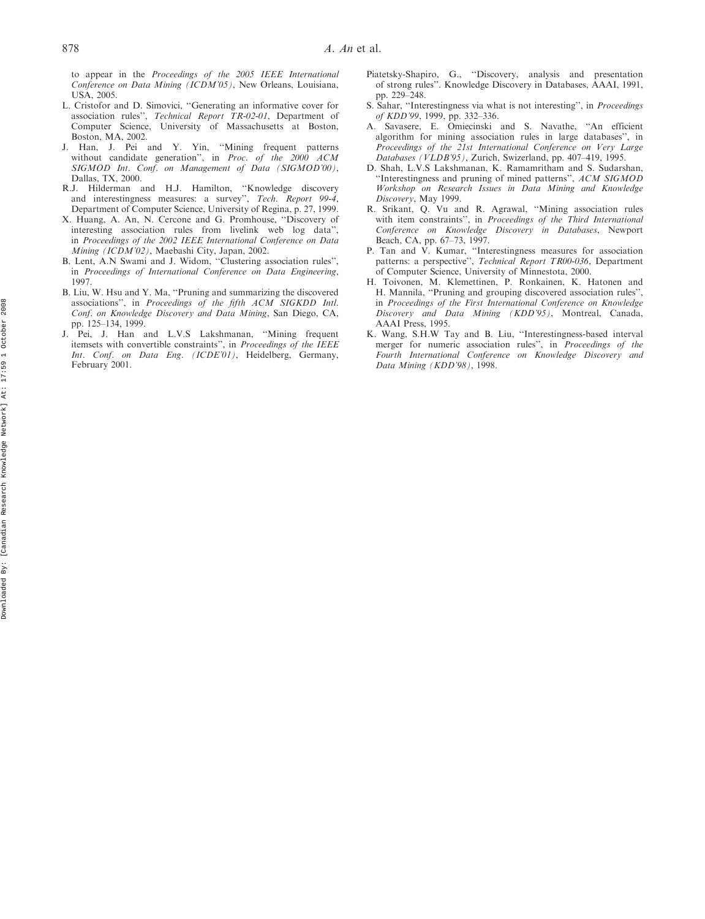to appear in the *Proceedings of the 2005 IEEE International Conference on Data Mining (ICDM'05)*, New Orleans, Louisiana, USA, 2005.

L. Cristofor and D. Simovici, "Generating an informative cover for association rules", *Technical Report TR-02-01*, Department of Computer Science, University of Massachusetts at Boston, Boston, MA, 2002.

J. Han, J. Pei and Y. Yin, "Mining frequent patterns without candidate generation", in *Proc. of the 2000 ACM SIGMOD Int. Conf. on Management of Data (SIGMOD'00)*, Dallas, TX, 2000.

R.J. Hilderman and H.J. Hamilton, "Knowledge discovery and interestingness measures: a survey", *Tech. Report 99-4*, Department of Computer Science, University of Regina, p. 27, 1999.

X. Huang, A. An, N. Cercone and G. Promhouse, "Discovery of interesting association rules from livelink web log data", in *Proceedings of the 2002 IEEE International Conference on Data Mining (ICDM'02)*, Maebashi City, Japan, 2002.

B. Lent, A.N Swami and J. Widom, "Clustering association rules", in *Proceedings of International Conference on Data Engineering*, 1997.

B. Liu, W. Hsu and Y. Ma, "Pruning and summarizing the discovered associations", in *Proceedings of the fifth ACM SIGKDD Intl. Conf. on Knowledge Discovery and Data Mining*, San Diego, CA, pp. 125–134, 1999.

J. Pei, J. Han and L.V.S Lakshmanan, "Mining frequent itemsets with convertible constraints", in *Proceedings of the IEEE Int. Conf. on Data Eng. (ICDE'01)*, Heidelberg, Germany, February 2001.

Piatetsky-Shapiro, G., "Discovery, analysis and presentation of strong rules". Knowledge Discovery in Databases, AAAI, 1991, pp. 229–248.

S. Sahar, "Interestingness via what is not interesting", in *Proceedings of KDD'99*, 1999, pp. 332–336.

A. Savasere, E. Omiecinski and S. Navathe, "An efficient algorithm for mining association rules in large databases", in *Proceedings of the 21st International Conference on Very Large Databases (VLDB'95)*, Zurich, Swizerland, pp. 407–419, 1995.

D. Shah, L.V.S Lakshmanan, K. Ramamritham and S. Sudarshan, "Interestingness and pruning of mined patterns", *ACM SIGMOD Workshop on Research Issues in Data Mining and Knowledge Discovery*, May 1999.

R. Srikant, Q. Vu and R. Agrawal, "Mining association rules with item constraints", in *Proceedings of the Third International Conference on Knowledge Discovery in Databases*, Newport Beach, CA, pp. 67–73, 1997.

P. Tan and V. Kumar, "Interestingness measures for association patterns: a perspective", *Technical Report TR00-036*, Department of Computer Science, University of Minnestota, 2000.

H. Toivonen, M. Klemettinen, P. Ronkainen, K. Hatonen and H. Mannila, "Pruning and grouping discovered association rules", in *Proceedings of the First International Conference on Knowledge Discovery and Data Mining (KDD'95)*, Montreal, Canada, AAAI Press, 1995.

K. Wang, S.H.W Tay and B. Liu, "Interestingness-based interval merger for numeric association rules", in *Proceedings of the Fourth International Conference on Knowledge Discovery and Data Mining (KDD'98)*, 1998.